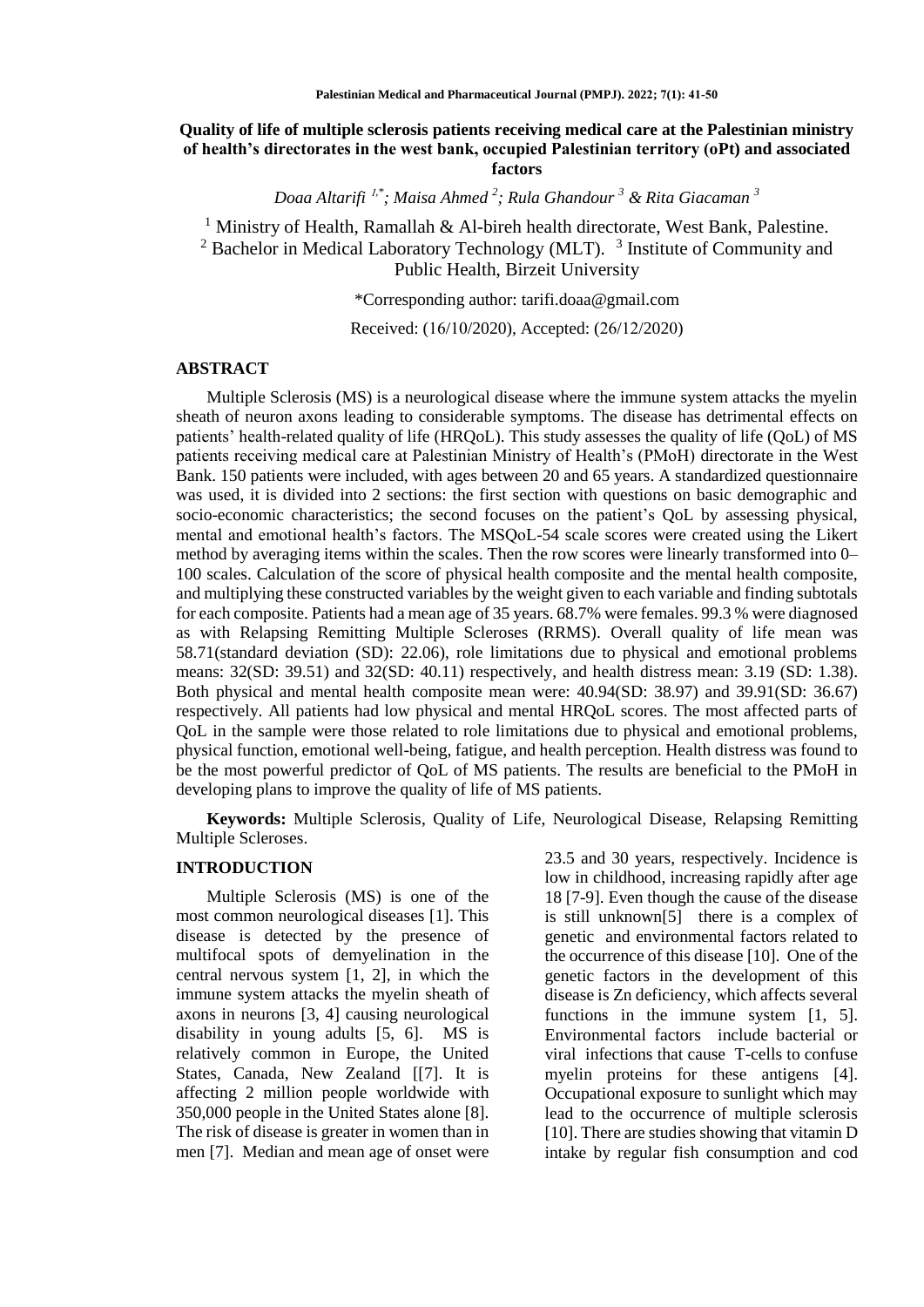# Quality of life of multiple sclerosis patients receiving medical care at the Palestinian ministry of health's directorates in the west bank, occupied Palestinian territory (oPt) and associated factors

*Doaa Altarifi [1,*]; Maisa Ahmed [2]; Rula Ghandour [3] & Rita Giacaman [3]*

[1] Ministry of Health, Ramallah & Al-bireh health directorate, West Bank, Palestine.
[2] Bachelor in Medical Laboratory Technology (MLT). [3] Institute of Community and Public Health, Birzeit University

*Corresponding author: tarifi.doaa@gmail.com

Received: (16/10/2020), Accepted: (26/12/2020)

## ABSTRACT

Multiple Sclerosis (MS) is a neurological disease where the immune system attacks the myelin sheath of neuron axons leading to considerable symptoms. The disease has detrimental effects on patients' health-related quality of life (HRQoL). This study assesses the quality of life (QoL) of MS patients receiving medical care at Palestinian Ministry of Health's (PMoH) directorate in the West Bank. 150 patients were included, with ages between 20 and 65 years. A standardized questionnaire was used, it is divided into 2 sections: the first section with questions on basic demographic and socio-economic characteristics; the second focuses on the patient's QoL by assessing physical, mental and emotional health's factors. The MSQoL-54 scale scores were created using the Likert method by averaging items within the scales. Then the row scores were linearly transformed into 0–100 scales. Calculation of the score of physical health composite and the mental health composite, and multiplying these constructed variables by the weight given to each variable and finding subtotals for each composite. Patients had a mean age of 35 years. 68.7% were females. 99.3 % were diagnosed as with Relapsing Remitting Multiple Scleroses (RRMS). Overall quality of life mean was 58.71(standard deviation (SD): 22.06), role limitations due to physical and emotional problems means: 32(SD: 39.51) and 32(SD: 40.11) respectively, and health distress mean: 3.19 (SD: 1.38). Both physical and mental health composite mean were: 40.94(SD: 38.97) and 39.91(SD: 36.67) respectively. All patients had low physical and mental HRQoL scores. The most affected parts of QoL in the sample were those related to role limitations due to physical and emotional problems, physical function, emotional well-being, fatigue, and health perception. Health distress was found to be the most powerful predictor of QoL of MS patients. The results are beneficial to the PMoH in developing plans to improve the quality of life of MS patients.

**Keywords:** Multiple Sclerosis, Quality of Life, Neurological Disease, Relapsing Remitting Multiple Scleroses.

## INTRODUCTION

Multiple Sclerosis (MS) is one of the most common neurological diseases [1]. This disease is detected by the presence of multifocal spots of demyelination in the central nervous system [1, 2], in which the immune system attacks the myelin sheath of axons in neurons [3, 4] causing neurological disability in young adults [5, 6]. MS is relatively common in Europe, the United States, Canada, New Zealand [[7]. It is affecting 2 million people worldwide with 350,000 people in the United States alone [8]. The risk of disease is greater in women than in men [7]. Median and mean age of onset were 23.5 and 30 years, respectively. Incidence is low in childhood, increasing rapidly after age 18 [7-9]. Even though the cause of the disease is still unknown[5] there is a complex of genetic and environmental factors related to the occurrence of this disease [10]. One of the genetic factors in the development of this disease is Zn deficiency, which affects several functions in the immune system [1, 5]. Environmental factors include bacterial or viral infections that cause T-cells to confuse myelin proteins for these antigens [4]. Occupational exposure to sunlight which may lead to the occurrence of multiple sclerosis [10]. There are studies showing that vitamin D intake by regular fish consumption and cod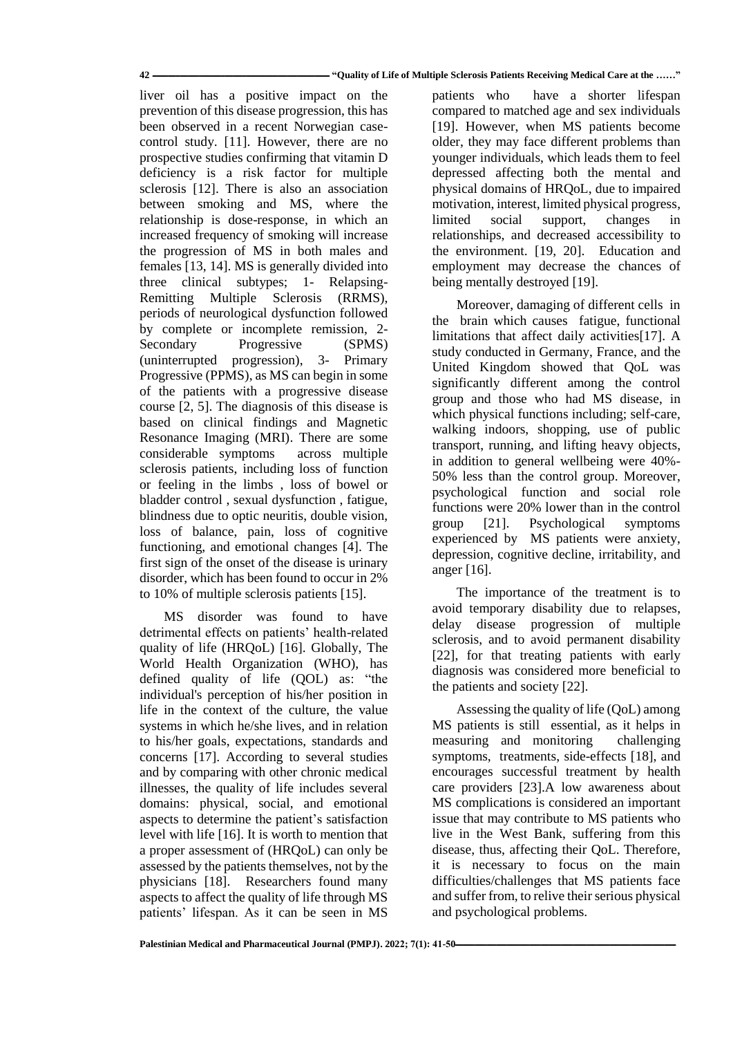liver oil has a positive impact on the prevention of this disease progression, this has been observed in a recent Norwegian case-control study. [11]. However, there are no prospective studies confirming that vitamin D deficiency is a risk factor for multiple sclerosis [12]. There is also an association between smoking and MS, where the relationship is dose-response, in which an increased frequency of smoking will increase the progression of MS in both males and females [13, 14]. MS is generally divided into three clinical subtypes; 1- Relapsing-Remitting Multiple Sclerosis (RRMS), periods of neurological dysfunction followed by complete or incomplete remission, 2- Secondary Progressive (SPMS) (uninterrupted progression), 3- Primary Progressive (PPMS), as MS can begin in some of the patients with a progressive disease course [2, 5]. The diagnosis of this disease is based on clinical findings and Magnetic Resonance Imaging (MRI). There are some considerable symptoms across multiple sclerosis patients, including loss of function or feeling in the limbs , loss of bowel or bladder control , sexual dysfunction , fatigue, blindness due to optic neuritis, double vision, loss of balance, pain, loss of cognitive functioning, and emotional changes [4]. The first sign of the onset of the disease is urinary disorder, which has been found to occur in 2% to 10% of multiple sclerosis patients [15].

MS disorder was found to have detrimental effects on patients' health-related quality of life (HRQoL) [16]. Globally, The World Health Organization (WHO), has defined quality of life (QOL) as: "the individual's perception of his/her position in life in the context of the culture, the value systems in which he/she lives, and in relation to his/her goals, expectations, standards and concerns [17]. According to several studies and by comparing with other chronic medical illnesses, the quality of life includes several domains: physical, social, and emotional aspects to determine the patient's satisfaction level with life [16]. It is worth to mention that a proper assessment of (HRQoL) can only be assessed by the patients themselves, not by the physicians [18]. Researchers found many aspects to affect the quality of life through MS patients' lifespan. As it can be seen in MS patients who have a shorter lifespan compared to matched age and sex individuals [19]. However, when MS patients become older, they may face different problems than younger individuals, which leads them to feel depressed affecting both the mental and physical domains of HRQoL, due to impaired motivation, interest, limited physical progress, limited social support, changes in relationships, and decreased accessibility to the environment. [19, 20]. Education and employment may decrease the chances of being mentally destroyed [19].

Moreover, damaging of different cells in the brain which causes fatigue, functional limitations that affect daily activities[17]. A study conducted in Germany, France, and the United Kingdom showed that QoL was significantly different among the control group and those who had MS disease, in which physical functions including; self-care, walking indoors, shopping, use of public transport, running, and lifting heavy objects, in addition to general wellbeing were 40%-50% less than the control group. Moreover, psychological function and social role functions were 20% lower than in the control group [21]. Psychological symptoms experienced by MS patients were anxiety, depression, cognitive decline, irritability, and anger [16].

The importance of the treatment is to avoid temporary disability due to relapses, delay disease progression of multiple sclerosis, and to avoid permanent disability [22], for that treating patients with early diagnosis was considered more beneficial to the patients and society [22].

Assessing the quality of life (QoL) among MS patients is still essential, as it helps in measuring and monitoring challenging symptoms, treatments, side-effects [18], and encourages successful treatment by health care providers [23].A low awareness about MS complications is considered an important issue that may contribute to MS patients who live in the West Bank, suffering from this disease, thus, affecting their QoL. Therefore, it is necessary to focus on the main difficulties/challenges that MS patients face and suffer from, to relive their serious physical and psychological problems.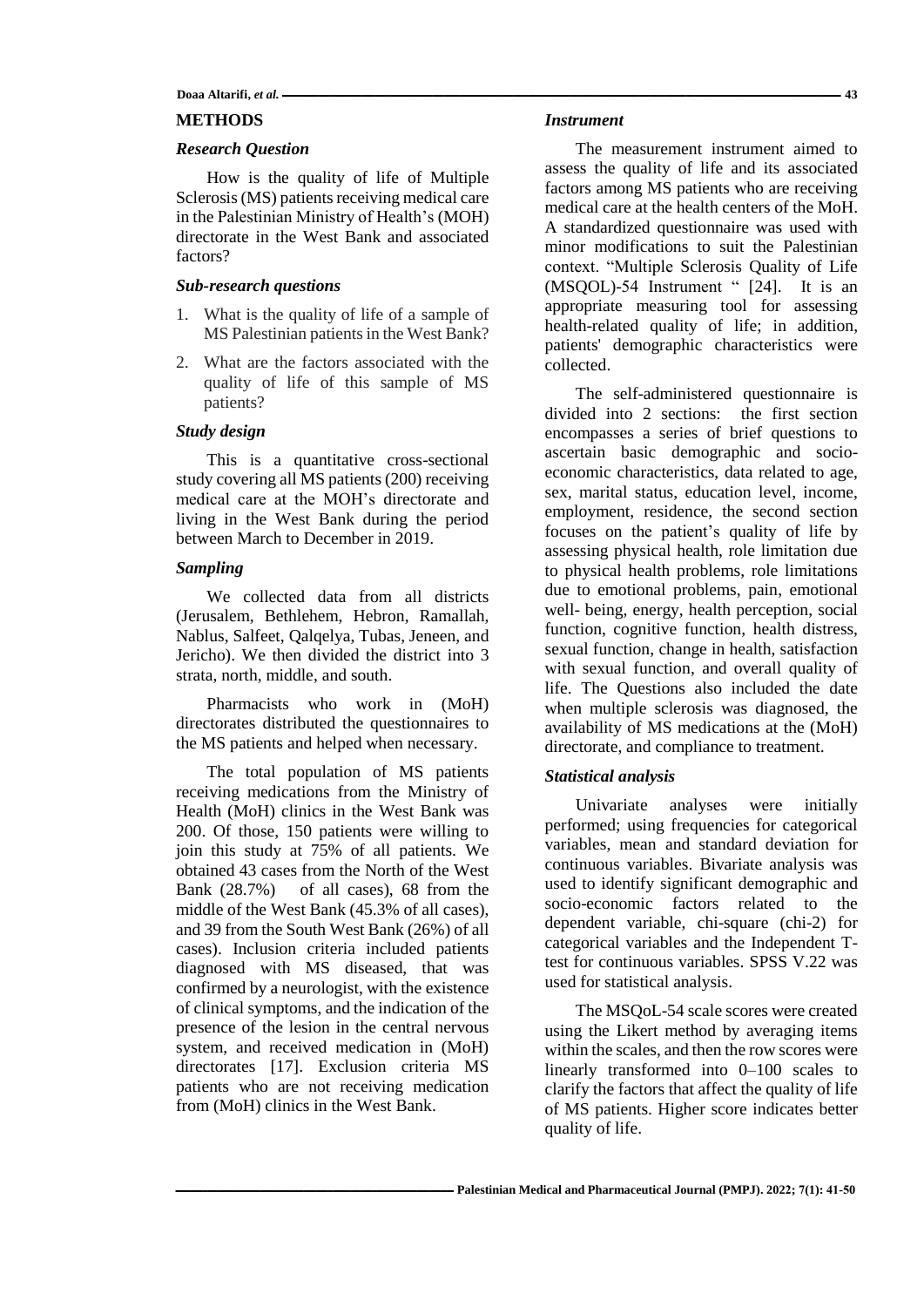## METHODS

### *Research Question*

How is the quality of life of Multiple Sclerosis (MS) patients receiving medical care in the Palestinian Ministry of Health's (MOH) directorate in the West Bank and associated factors?

### *Sub-research questions*

1. What is the quality of life of a sample of MS Palestinian patients in the West Bank?
2. What are the factors associated with the quality of life of this sample of MS patients?

### *Study design*

This is a quantitative cross-sectional study covering all MS patients (200) receiving medical care at the MOH's directorate and living in the West Bank during the period between March to December in 2019.

### *Sampling*

We collected data from all districts (Jerusalem, Bethlehem, Hebron, Ramallah, Nablus, Salfeet, Qalqelya, Tubas, Jeneen, and Jericho). We then divided the district into 3 strata, north, middle, and south.

Pharmacists who work in (MoH) directorates distributed the questionnaires to the MS patients and helped when necessary.

The total population of MS patients receiving medications from the Ministry of Health (MoH) clinics in the West Bank was 200. Of those, 150 patients were willing to join this study at 75% of all patients. We obtained 43 cases from the North of the West Bank (28.7%) of all cases), 68 from the middle of the West Bank (45.3% of all cases), and 39 from the South West Bank (26%) of all cases). Inclusion criteria included patients diagnosed with MS diseased, that was confirmed by a neurologist, with the existence of clinical symptoms, and the indication of the presence of the lesion in the central nervous system, and received medication in (MoH) directorates [17]. Exclusion criteria MS patients who are not receiving medication from (MoH) clinics in the West Bank.

### *Instrument*

The measurement instrument aimed to assess the quality of life and its associated factors among MS patients who are receiving medical care at the health centers of the MoH. A standardized questionnaire was used with minor modifications to suit the Palestinian context. "Multiple Sclerosis Quality of Life (MSQOL)-54 Instrument " [24]. It is an appropriate measuring tool for assessing health-related quality of life; in addition, patients' demographic characteristics were collected.

The self-administered questionnaire is divided into 2 sections: the first section encompasses a series of brief questions to ascertain basic demographic and socio-economic characteristics, data related to age, sex, marital status, education level, income, employment, residence, the second section focuses on the patient's quality of life by assessing physical health, role limitation due to physical health problems, role limitations due to emotional problems, pain, emotional well- being, energy, health perception, social function, cognitive function, health distress, sexual function, change in health, satisfaction with sexual function, and overall quality of life. The Questions also included the date when multiple sclerosis was diagnosed, the availability of MS medications at the (MoH) directorate, and compliance to treatment.

### *Statistical analysis*

Univariate analyses were initially performed; using frequencies for categorical variables, mean and standard deviation for continuous variables. Bivariate analysis was used to identify significant demographic and socio-economic factors related to the dependent variable, chi-square (chi-2) for categorical variables and the Independent T-test for continuous variables. SPSS V.22 was used for statistical analysis.

The MSQoL-54 scale scores were created using the Likert method by averaging items within the scales, and then the row scores were linearly transformed into 0–100 scales to clarify the factors that affect the quality of life of MS patients. Higher score indicates better quality of life.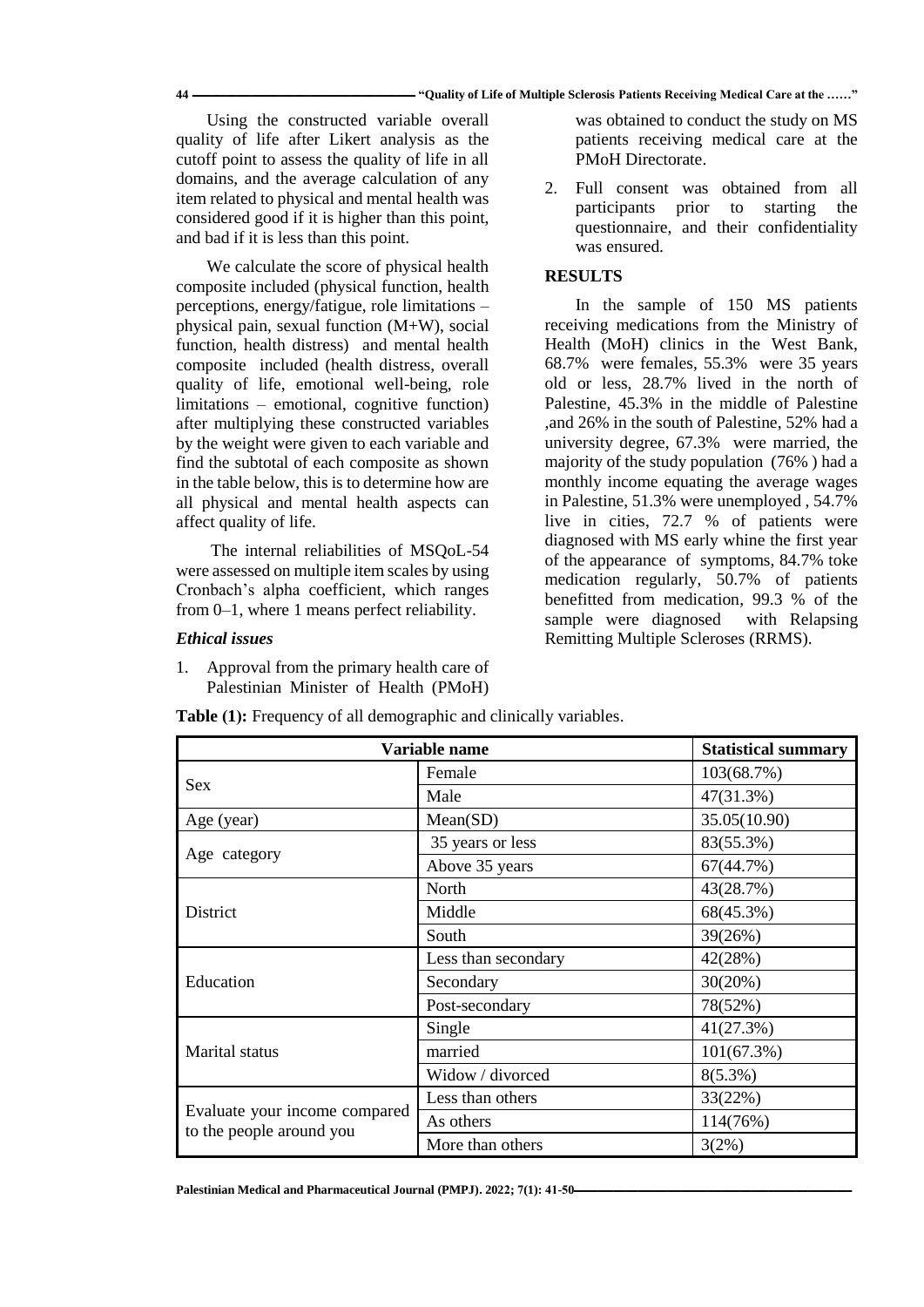Using the constructed variable overall quality of life after Likert analysis as the cutoff point to assess the quality of life in all domains, and the average calculation of any item related to physical and mental health was considered good if it is higher than this point, and bad if it is less than this point.

We calculate the score of physical health composite included (physical function, health perceptions, energy/fatigue, role limitations – physical pain, sexual function (M+W), social function, health distress) and mental health composite included (health distress, overall quality of life, emotional well-being, role limitations – emotional, cognitive function) after multiplying these constructed variables by the weight were given to each variable and find the subtotal of each composite as shown in the table below, this is to determine how are all physical and mental health aspects can affect quality of life.

The internal reliabilities of MSQoL-54 were assessed on multiple item scales by using Cronbach's alpha coefficient, which ranges from 0–1, where 1 means perfect reliability.

### *Ethical issues*

1. Approval from the primary health care of Palestinian Minister of Health (PMoH) was obtained to conduct the study on MS patients receiving medical care at the PMoH Directorate.
2. Full consent was obtained from all participants prior to starting the questionnaire, and their confidentiality was ensured.

## RESULTS

In the sample of 150 MS patients receiving medications from the Ministry of Health (MoH) clinics in the West Bank, 68.7% were females, 55.3% were 35 years old or less, 28.7% lived in the north of Palestine, 45.3% in the middle of Palestine ,and 26% in the south of Palestine, 52% had a university degree, 67.3% were married, the majority of the study population (76% ) had a monthly income equating the average wages in Palestine, 51.3% were unemployed , 54.7% live in cities, 72.7 % of patients were diagnosed with MS early whine the first year of the appearance of symptoms, 84.7% toke medication regularly, 50.7% of patients benefitted from medication, 99.3 % of the sample were diagnosed with Relapsing Remitting Multiple Scleroses (RRMS).

**Table (1):** Frequency of all demographic and clinically variables.

| Variable name | | Statistical summary |
|---|---|---|
| Sex | Female | 103(68.7%) |
| | Male | 47(31.3%) |
| Age (year) | Mean(SD) | 35.05(10.90) |
| Age category | 35 years or less | 83(55.3%) |
| | Above 35 years | 67(44.7%) |
| District | North | 43(28.7%) |
| | Middle | 68(45.3%) |
| | South | 39(26%) |
| Education | Less than secondary | 42(28%) |
| | Secondary | 30(20%) |
| | Post-secondary | 78(52%) |
| Marital status | Single | 41(27.3%) |
| | married | 101(67.3%) |
| | Widow / divorced | 8(5.3%) |
| Evaluate your income compared to the people around you | Less than others | 33(22%) |
| | As others | 114(76%) |
| | More than others | 3(2%) |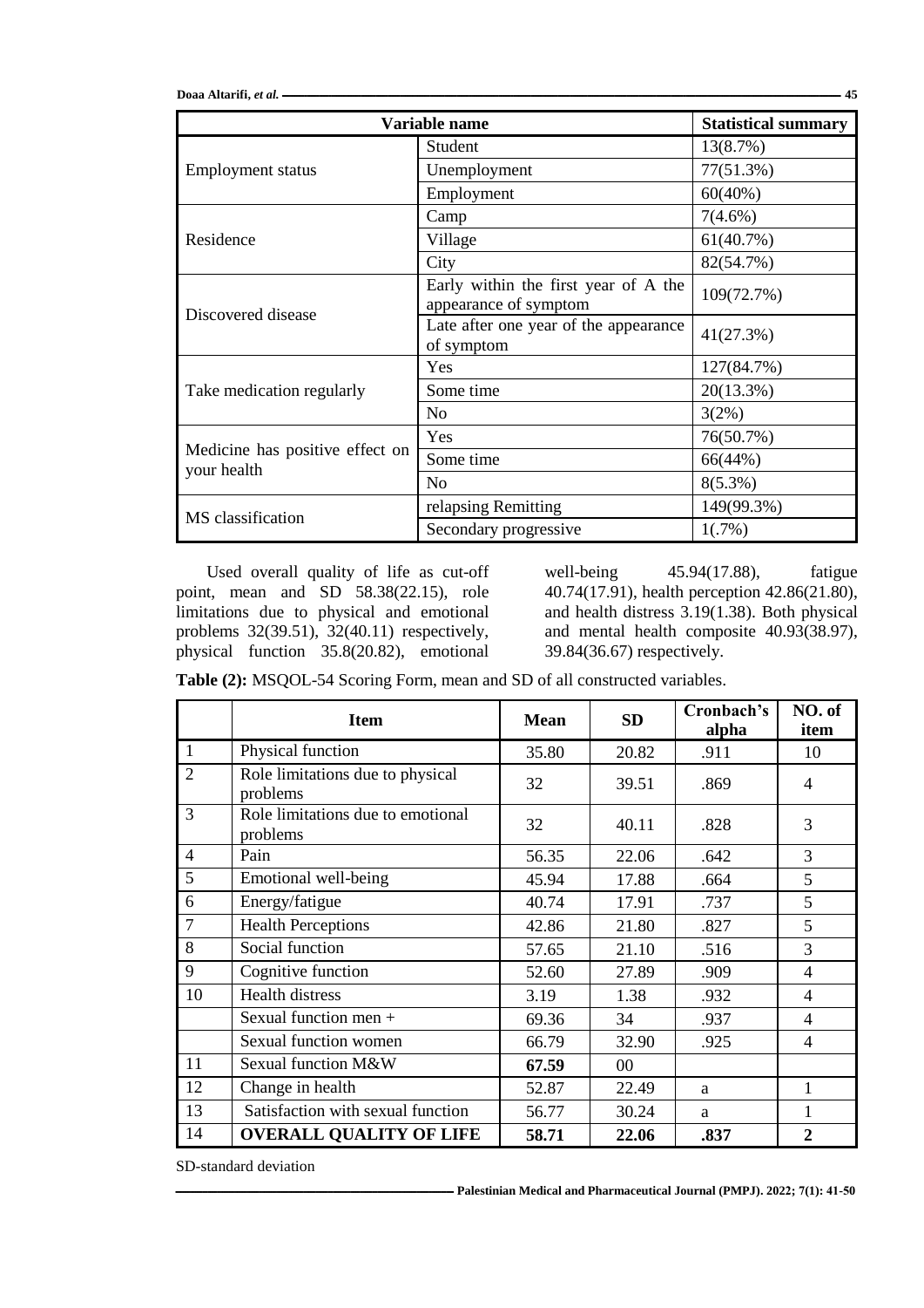| Variable name | | Statistical summary |
|---|---|---|
| Employment status | Student | 13(8.7%) |
| | Unemployment | 77(51.3%) |
| | Employment | 60(40%) |
| Residence | Camp | 7(4.6%) |
| | Village | 61(40.7%) |
| | City | 82(54.7%) |
| Discovered disease | Early within the first year of A the appearance of symptom | 109(72.7%) |
| | Late after one year of the appearance of symptom | 41(27.3%) |
| Take medication regularly | Yes | 127(84.7%) |
| | Some time | 20(13.3%) |
| | No | 3(2%) |
| Medicine has positive effect on your health | Yes | 76(50.7%) |
| | Some time | 66(44%) |
| | No | 8(5.3%) |
| MS classification | relapsing Remitting | 149(99.3%) |
| | Secondary progressive | 1(.7%) |

Used overall quality of life as cut-off point, mean and SD 58.38(22.15), role limitations due to physical and emotional problems 32(39.51), 32(40.11) respectively, physical function 35.8(20.82), emotional well-being 45.94(17.88), fatigue 40.74(17.91), health perception 42.86(21.80), and health distress 3.19(1.38). Both physical and mental health composite 40.93(38.97), 39.84(36.67) respectively.

**Table (2):** MSQOL-54 Scoring Form, mean and SD of all constructed variables.

| | Item | Mean | SD | Cronbach's alpha | NO. of item |
|---|---|---|---|---|---|
| 1 | Physical function | 35.80 | 20.82 | .911 | 10 |
| 2 | Role limitations due to physical problems | 32 | 39.51 | .869 | 4 |
| 3 | Role limitations due to emotional problems | 32 | 40.11 | .828 | 3 |
| 4 | Pain | 56.35 | 22.06 | .642 | 3 |
| 5 | Emotional well-being | 45.94 | 17.88 | .664 | 5 |
| 6 | Energy/fatigue | 40.74 | 17.91 | .737 | 5 |
| 7 | Health Perceptions | 42.86 | 21.80 | .827 | 5 |
| 8 | Social function | 57.65 | 21.10 | .516 | 3 |
| 9 | Cognitive function | 52.60 | 27.89 | .909 | 4 |
| 10 | Health distress | 3.19 | 1.38 | .932 | 4 |
| | Sexual function men + | 69.36 | 34 | .937 | 4 |
| | Sexual function women | 66.79 | 32.90 | .925 | 4 |
| 11 | Sexual function M&W | **67.59** | 00 | | |
| 12 | Change in health | 52.87 | 22.49 | a | 1 |
| 13 | Satisfaction with sexual function | 56.77 | 30.24 | a | 1 |
| 14 | **OVERALL QUALITY OF LIFE** | **58.71** | **22.06** | **.837** | **2** |

SD-standard deviation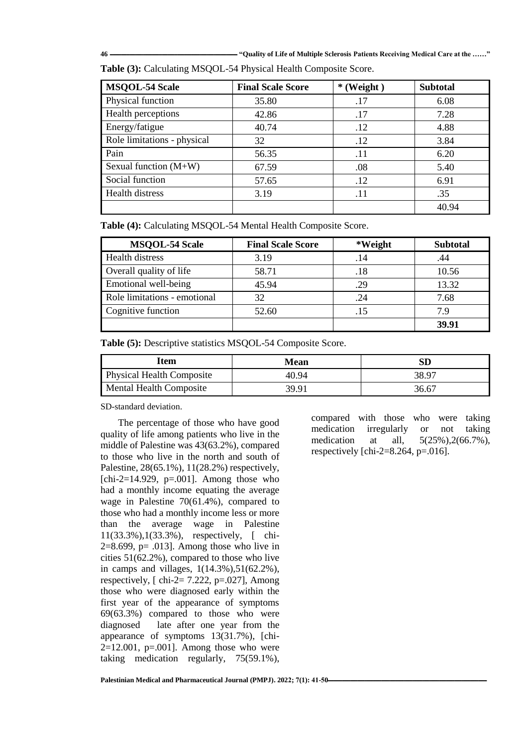**Table (3):** Calculating MSQOL-54 Physical Health Composite Score.

| MSQOL-54 Scale | Final Scale Score | * (Weight ) | Subtotal |
|---|---|---|---|
| Physical function | 35.80 | .17 | 6.08 |
| Health perceptions | 42.86 | .17 | 7.28 |
| Energy/fatigue | 40.74 | .12 | 4.88 |
| Role limitations - physical | 32 | .12 | 3.84 |
| Pain | 56.35 | .11 | 6.20 |
| Sexual function (M+W) | 67.59 | .08 | 5.40 |
| Social function | 57.65 | .12 | 6.91 |
| Health distress | 3.19 | .11 | .35 |
| | | | 40.94 |

**Table (4):** Calculating MSQOL-54 Mental Health Composite Score.

| MSQOL-54 Scale | Final Scale Score | *Weight | Subtotal |
|---|---|---|---|
| Health distress | 3.19 | .14 | .44 |
| Overall quality of life | 58.71 | .18 | 10.56 |
| Emotional well-being | 45.94 | .29 | 13.32 |
| Role limitations - emotional | 32 | .24 | 7.68 |
| Cognitive function | 52.60 | .15 | 7.9 |
| | | | **39.91** |

**Table (5):** Descriptive statistics MSQOL-54 Composite Score.

| Item | Mean | SD |
|---|---|---|
| Physical Health Composite | 40.94 | 38.97 |
| Mental Health Composite | 39.91 | 36.67 |

SD-standard deviation.

The percentage of those who have good quality of life among patients who live in the middle of Palestine was 43(63.2%), compared to those who live in the north and south of Palestine, 28(65.1%), 11(28.2%) respectively, [chi-2=14.929, p=.001]. Among those who had a monthly income equating the average wage in Palestine 70(61.4%), compared to those who had a monthly income less or more than the average wage in Palestine 11(33.3%),1(33.3%), respectively, [ chi-2=8.699, p= .013]. Among those who live in cities 51(62.2%), compared to those who live in camps and villages, 1(14.3%),51(62.2%), respectively, [ chi-2= 7.222, p=.027], Among those who were diagnosed early within the first year of the appearance of symptoms 69(63.3%) compared to those who were diagnosed late after one year from the appearance of symptoms 13(31.7%), [chi-2=12.001, p=.001]. Among those who were taking medication regularly, 75(59.1%), compared with those who were taking medication irregularly or not taking medication at all, 5(25%),2(66.7%), respectively [chi-2=8.264, p=.016].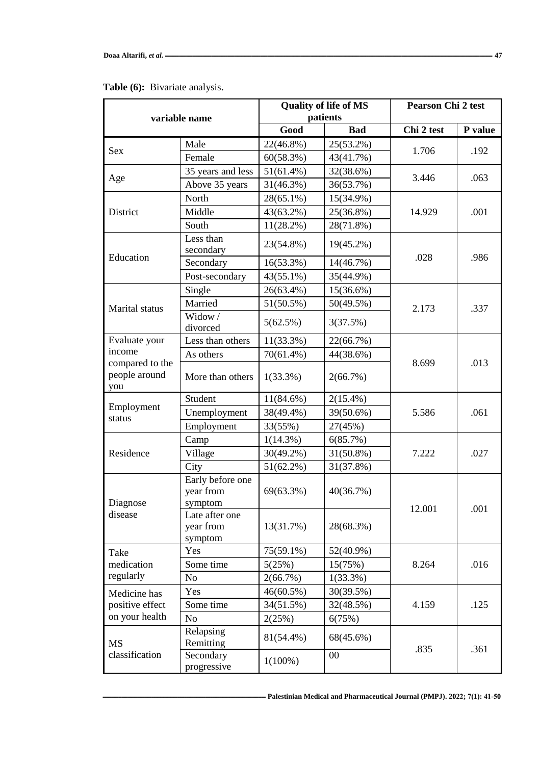**Table (6):** Bivariate analysis.

| variable name | | Quality of life of MS patients | | Pearson Chi 2 test | |
|---|---|---|---|---|---|
| | | Good | Bad | Chi 2 test | P value |
| Sex | Male | 22(46.8%) | 25(53.2%) | 1.706 | .192 |
| | Female | 60(58.3%) | 43(41.7%) | | |
| Age | 35 years and less | 51(61.4%) | 32(38.6%) | 3.446 | .063 |
| | Above 35 years | 31(46.3%) | 36(53.7%) | | |
| District | North | 28(65.1%) | 15(34.9%) | 14.929 | .001 |
| | Middle | 43(63.2%) | 25(36.8%) | | |
| | South | 11(28.2%) | 28(71.8%) | | |
| Education | Less than secondary | 23(54.8%) | 19(45.2%) | .028 | .986 |
| | Secondary | 16(53.3%) | 14(46.7%) | | |
| | Post-secondary | 43(55.1%) | 35(44.9%) | | |
| Marital status | Single | 26(63.4%) | 15(36.6%) | 2.173 | .337 |
| | Married | 51(50.5%) | 50(49.5%) | | |
| | Widow / divorced | 5(62.5%) | 3(37.5%) | | |
| Evaluate your income compared to the people around you | Less than others | 11(33.3%) | 22(66.7%) | 8.699 | .013 |
| | As others | 70(61.4%) | 44(38.6%) | | |
| | More than others | 1(33.3%) | 2(66.7%) | | |
| Employment status | Student | 11(84.6%) | 2(15.4%) | 5.586 | .061 |
| | Unemployment | 38(49.4%) | 39(50.6%) | | |
| | Employment | 33(55%) | 27(45%) | | |
| Residence | Camp | 1(14.3%) | 6(85.7%) | 7.222 | .027 |
| | Village | 30(49.2%) | 31(50.8%) | | |
| | City | 51(62.2%) | 31(37.8%) | | |
| Diagnose disease | Early before one year from symptom | 69(63.3%) | 40(36.7%) | 12.001 | .001 |
| | Late after one year from symptom | 13(31.7%) | 28(68.3%) | | |
| Take medication regularly | Yes | 75(59.1%) | 52(40.9%) | 8.264 | .016 |
| | Some time | 5(25%) | 15(75%) | | |
| | No | 2(66.7%) | 1(33.3%) | | |
| Medicine has positive effect on your health | Yes | 46(60.5%) | 30(39.5%) | 4.159 | .125 |
| | Some time | 34(51.5%) | 32(48.5%) | | |
| | No | 2(25%) | 6(75%) | | |
| MS classification | Relapsing Remitting | 81(54.4%) | 68(45.6%) | .835 | .361 |
| | Secondary progressive | 1(100%) | 00 | | |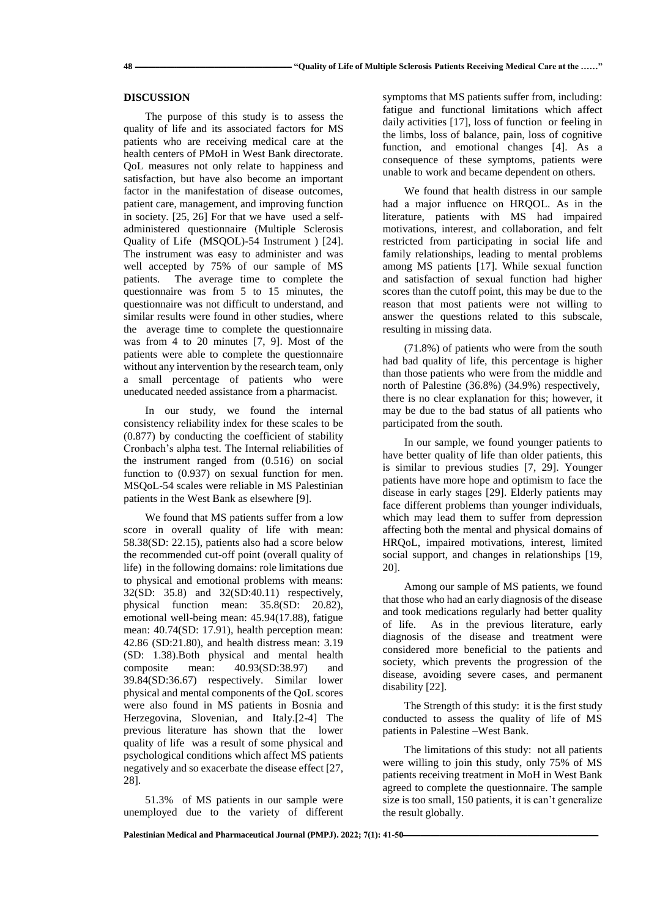## DISCUSSION

The purpose of this study is to assess the quality of life and its associated factors for MS patients who are receiving medical care at the health centers of PMoH in West Bank directorate. QoL measures not only relate to happiness and satisfaction, but have also become an important factor in the manifestation of disease outcomes, patient care, management, and improving function in society. [25, 26] For that we have used a self-administered questionnaire (Multiple Sclerosis Quality of Life (MSQOL)-54 Instrument ) [24]. The instrument was easy to administer and was well accepted by 75% of our sample of MS patients. The average time to complete the questionnaire was from 5 to 15 minutes, the questionnaire was not difficult to understand, and similar results were found in other studies, where the average time to complete the questionnaire was from 4 to 20 minutes [7, 9]. Most of the patients were able to complete the questionnaire without any intervention by the research team, only a small percentage of patients who were uneducated needed assistance from a pharmacist.

In our study, we found the internal consistency reliability index for these scales to be (0.877) by conducting the coefficient of stability Cronbach's alpha test. The Internal reliabilities of the instrument ranged from (0.516) on social function to (0.937) on sexual function for men. MSQoL-54 scales were reliable in MS Palestinian patients in the West Bank as elsewhere [9].

We found that MS patients suffer from a low score in overall quality of life with mean: 58.38(SD: 22.15), patients also had a score below the recommended cut-off point (overall quality of life) in the following domains: role limitations due to physical and emotional problems with means: 32(SD: 35.8) and 32(SD:40.11) respectively, physical function mean: 35.8(SD: 20.82), emotional well-being mean: 45.94(17.88), fatigue mean: 40.74(SD: 17.91), health perception mean: 42.86 (SD:21.80), and health distress mean: 3.19 (SD: 1.38).Both physical and mental health composite mean: 40.93(SD:38.97) and 39.84(SD:36.67) respectively. Similar lower physical and mental components of the QoL scores were also found in MS patients in Bosnia and Herzegovina, Slovenian, and Italy.[2-4] The previous literature has shown that the lower quality of life was a result of some physical and psychological conditions which affect MS patients negatively and so exacerbate the disease effect [27, 28].

51.3% of MS patients in our sample were unemployed due to the variety of different symptoms that MS patients suffer from, including: fatigue and functional limitations which affect daily activities [17], loss of function or feeling in the limbs, loss of balance, pain, loss of cognitive function, and emotional changes [4]. As a consequence of these symptoms, patients were unable to work and became dependent on others.

We found that health distress in our sample had a major influence on HRQOL. As in the literature, patients with MS had impaired motivations, interest, and collaboration, and felt restricted from participating in social life and family relationships, leading to mental problems among MS patients [17]. While sexual function and satisfaction of sexual function had higher scores than the cutoff point, this may be due to the reason that most patients were not willing to answer the questions related to this subscale, resulting in missing data.

(71.8%) of patients who were from the south had bad quality of life, this percentage is higher than those patients who were from the middle and north of Palestine (36.8%) (34.9%) respectively, there is no clear explanation for this; however, it may be due to the bad status of all patients who participated from the south.

In our sample, we found younger patients to have better quality of life than older patients, this is similar to previous studies [7, 29]. Younger patients have more hope and optimism to face the disease in early stages [29]. Elderly patients may face different problems than younger individuals, which may lead them to suffer from depression affecting both the mental and physical domains of HRQoL, impaired motivations, interest, limited social support, and changes in relationships [19, 20].

Among our sample of MS patients, we found that those who had an early diagnosis of the disease and took medications regularly had better quality of life. As in the previous literature, early diagnosis of the disease and treatment were considered more beneficial to the patients and society, which prevents the progression of the disease, avoiding severe cases, and permanent disability [22].

The Strength of this study: it is the first study conducted to assess the quality of life of MS patients in Palestine –West Bank.

The limitations of this study: not all patients were willing to join this study, only 75% of MS patients receiving treatment in MoH in West Bank agreed to complete the questionnaire. The sample size is too small, 150 patients, it is can't generalize the result globally.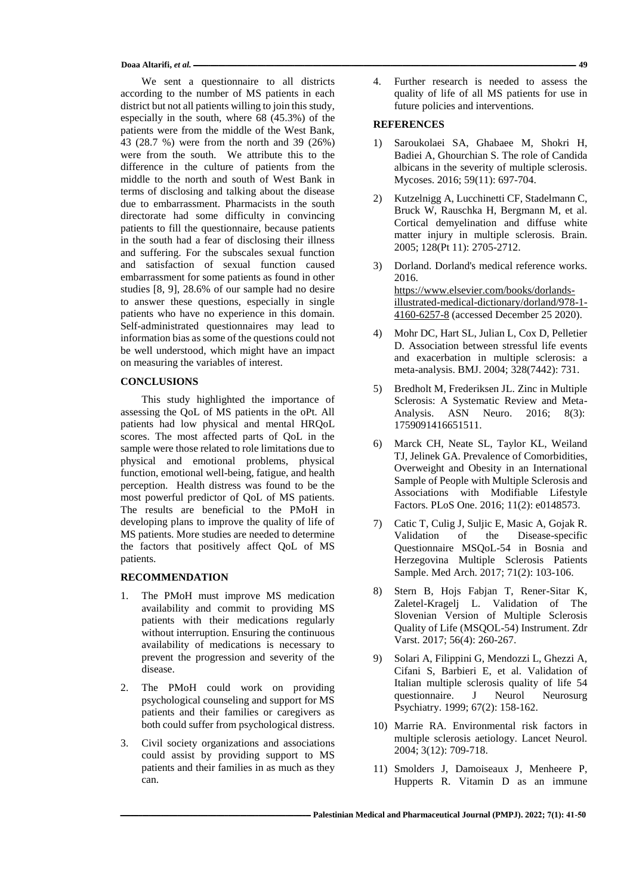We sent a questionnaire to all districts according to the number of MS patients in each district but not all patients willing to join this study, especially in the south, where 68 (45.3%) of the patients were from the middle of the West Bank, 43 (28.7 %) were from the north and 39 (26%) were from the south. We attribute this to the difference in the culture of patients from the middle to the north and south of West Bank in terms of disclosing and talking about the disease due to embarrassment. Pharmacists in the south directorate had some difficulty in convincing patients to fill the questionnaire, because patients in the south had a fear of disclosing their illness and suffering. For the subscales sexual function and satisfaction of sexual function caused embarrassment for some patients as found in other studies [8, 9], 28.6% of our sample had no desire to answer these questions, especially in single patients who have no experience in this domain. Self-administrated questionnaires may lead to information bias as some of the questions could not be well understood, which might have an impact on measuring the variables of interest.

## CONCLUSIONS

This study highlighted the importance of assessing the QoL of MS patients in the oPt. All patients had low physical and mental HRQoL scores. The most affected parts of QoL in the sample were those related to role limitations due to physical and emotional problems, physical function, emotional well-being, fatigue, and health perception. Health distress was found to be the most powerful predictor of QoL of MS patients. The results are beneficial to the PMoH in developing plans to improve the quality of life of MS patients. More studies are needed to determine the factors that positively affect QoL of MS patients.

## RECOMMENDATION

1. The PMoH must improve MS medication availability and commit to providing MS patients with their medications regularly without interruption. Ensuring the continuous availability of medications is necessary to prevent the progression and severity of the disease.
2. The PMoH could work on providing psychological counseling and support for MS patients and their families or caregivers as both could suffer from psychological distress.
3. Civil society organizations and associations could assist by providing support to MS patients and their families in as much as they can.
4. Further research is needed to assess the quality of life of all MS patients for use in future policies and interventions.

## REFERENCES

1) Saroukolaei SA, Ghabaee M, Shokri H, Badiei A, Ghourchian S. The role of Candida albicans in the severity of multiple sclerosis. Mycoses. 2016; 59(11): 697-704.
2) Kutzelnigg A, Lucchinetti CF, Stadelmann C, Bruck W, Rauschka H, Bergmann M, et al. Cortical demyelination and diffuse white matter injury in multiple sclerosis. Brain. 2005; 128(Pt 11): 2705-2712.
3) Dorland. Dorland's medical reference works. 2016. https://www.elsevier.com/books/dorlands-illustrated-medical-dictionary/dorland/978-1-4160-6257-8 (accessed December 25 2020).
4) Mohr DC, Hart SL, Julian L, Cox D, Pelletier D. Association between stressful life events and exacerbation in multiple sclerosis: a meta-analysis. BMJ. 2004; 328(7442): 731.
5) Bredholt M, Frederiksen JL. Zinc in Multiple Sclerosis: A Systematic Review and Meta-Analysis. ASN Neuro. 2016; 8(3): 1759091416651511.
6) Marck CH, Neate SL, Taylor KL, Weiland TJ, Jelinek GA. Prevalence of Comorbidities, Overweight and Obesity in an International Sample of People with Multiple Sclerosis and Associations with Modifiable Lifestyle Factors. PLoS One. 2016; 11(2): e0148573.
7) Catic T, Culig J, Suljic E, Masic A, Gojak R. Validation of the Disease-specific Questionnaire MSQoL-54 in Bosnia and Herzegovina Multiple Sclerosis Patients Sample. Med Arch. 2017; 71(2): 103-106.
8) Stern B, Hojs Fabjan T, Rener-Sitar K, Zaletel-Kragelj L. Validation of The Slovenian Version of Multiple Sclerosis Quality of Life (MSQOL-54) Instrument. Zdr Varst. 2017; 56(4): 260-267.
9) Solari A, Filippini G, Mendozzi L, Ghezzi A, Cifani S, Barbieri E, et al. Validation of Italian multiple sclerosis quality of life 54 questionnaire. J Neurol Neurosurg Psychiatry. 1999; 67(2): 158-162.
10) Marrie RA. Environmental risk factors in multiple sclerosis aetiology. Lancet Neurol. 2004; 3(12): 709-718.
11) Smolders J, Damoiseaux J, Menheere P, Hupperts R. Vitamin D as an immune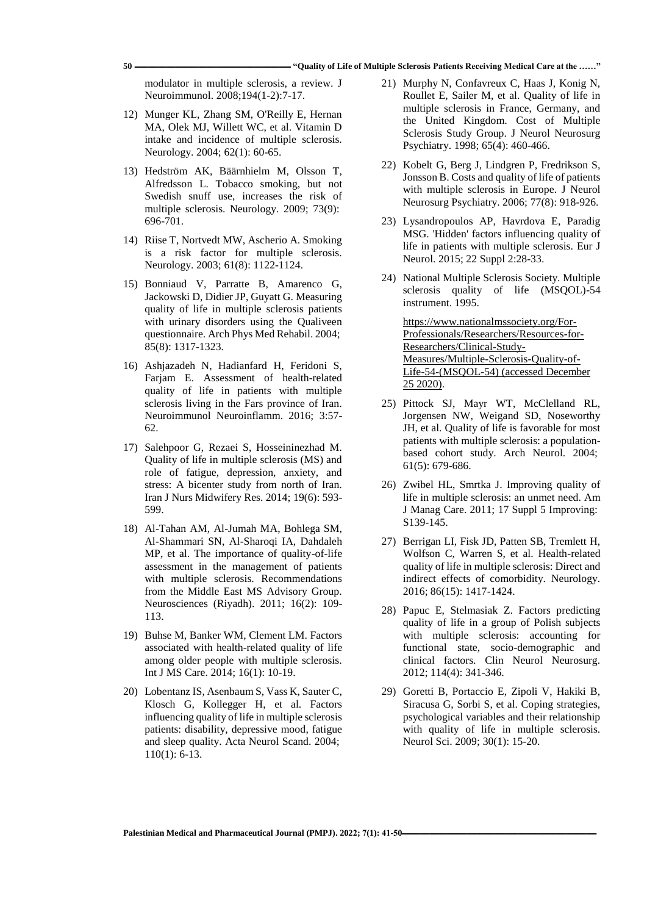modulator in multiple sclerosis, a review. J Neuroimmunol. 2008;194(1-2):7-17.

12) Munger KL, Zhang SM, O'Reilly E, Hernan MA, Olek MJ, Willett WC, et al. Vitamin D intake and incidence of multiple sclerosis. Neurology. 2004; 62(1): 60-65.

13) Hedström AK, Bäärnhielm M, Olsson T, Alfredsson L. Tobacco smoking, but not Swedish snuff use, increases the risk of multiple sclerosis. Neurology. 2009; 73(9): 696-701.

14) Riise T, Nortvedt MW, Ascherio A. Smoking is a risk factor for multiple sclerosis. Neurology. 2003; 61(8): 1122-1124.

15) Bonniaud V, Parratte B, Amarenco G, Jackowski D, Didier JP, Guyatt G. Measuring quality of life in multiple sclerosis patients with urinary disorders using the Qualiveen questionnaire. Arch Phys Med Rehabil. 2004; 85(8): 1317-1323.

16) Ashjazadeh N, Hadianfard H, Feridoni S, Farjam E. Assessment of health-related quality of life in patients with multiple sclerosis living in the Fars province of Iran. Neuroimmunol Neuroinflamm. 2016; 3:57-62.

17) Salehpoor G, Rezaei S, Hosseininezhad M. Quality of life in multiple sclerosis (MS) and role of fatigue, depression, anxiety, and stress: A bicenter study from north of Iran. Iran J Nurs Midwifery Res. 2014; 19(6): 593-599.

18) Al-Tahan AM, Al-Jumah MA, Bohlega SM, Al-Shammari SN, Al-Sharoqi IA, Dahdaleh MP, et al. The importance of quality-of-life assessment in the management of patients with multiple sclerosis. Recommendations from the Middle East MS Advisory Group. Neurosciences (Riyadh). 2011; 16(2): 109-113.

19) Buhse M, Banker WM, Clement LM. Factors associated with health-related quality of life among older people with multiple sclerosis. Int J MS Care. 2014; 16(1): 10-19.

20) Lobentanz IS, Asenbaum S, Vass K, Sauter C, Klosch G, Kollegger H, et al. Factors influencing quality of life in multiple sclerosis patients: disability, depressive mood, fatigue and sleep quality. Acta Neurol Scand. 2004; 110(1): 6-13.

21) Murphy N, Confavreux C, Haas J, Konig N, Roullet E, Sailer M, et al. Quality of life in multiple sclerosis in France, Germany, and the United Kingdom. Cost of Multiple Sclerosis Study Group. J Neurol Neurosurg Psychiatry. 1998; 65(4): 460-466.

22) Kobelt G, Berg J, Lindgren P, Fredrikson S, Jonsson B. Costs and quality of life of patients with multiple sclerosis in Europe. J Neurol Neurosurg Psychiatry. 2006; 77(8): 918-926.

23) Lysandropoulos AP, Havrdova E, Paradig MSG. 'Hidden' factors influencing quality of life in patients with multiple sclerosis. Eur J Neurol. 2015; 22 Suppl 2:28-33.

24) National Multiple Sclerosis Society. Multiple sclerosis quality of life (MSQOL)-54 instrument. 1995.

    https://www.nationalmssociety.org/For-Professionals/Researchers/Resources-for-Researchers/Clinical-Study-Measures/Multiple-Sclerosis-Quality-of-Life-54-(MSQOL-54) (accessed December 25 2020).

25) Pittock SJ, Mayr WT, McClelland RL, Jorgensen NW, Weigand SD, Noseworthy JH, et al. Quality of life is favorable for most patients with multiple sclerosis: a population-based cohort study. Arch Neurol. 2004; 61(5): 679-686.

26) Zwibel HL, Smrtka J. Improving quality of life in multiple sclerosis: an unmet need. Am J Manag Care. 2011; 17 Suppl 5 Improving: S139-145.

27) Berrigan LI, Fisk JD, Patten SB, Tremlett H, Wolfson C, Warren S, et al. Health-related quality of life in multiple sclerosis: Direct and indirect effects of comorbidity. Neurology. 2016; 86(15): 1417-1424.

28) Papuc E, Stelmasiak Z. Factors predicting quality of life in a group of Polish subjects with multiple sclerosis: accounting for functional state, socio-demographic and clinical factors. Clin Neurol Neurosurg. 2012; 114(4): 341-346.

29) Goretti B, Portaccio E, Zipoli V, Hakiki B, Siracusa G, Sorbi S, et al. Coping strategies, psychological variables and their relationship with quality of life in multiple sclerosis. Neurol Sci. 2009; 30(1): 15-20.